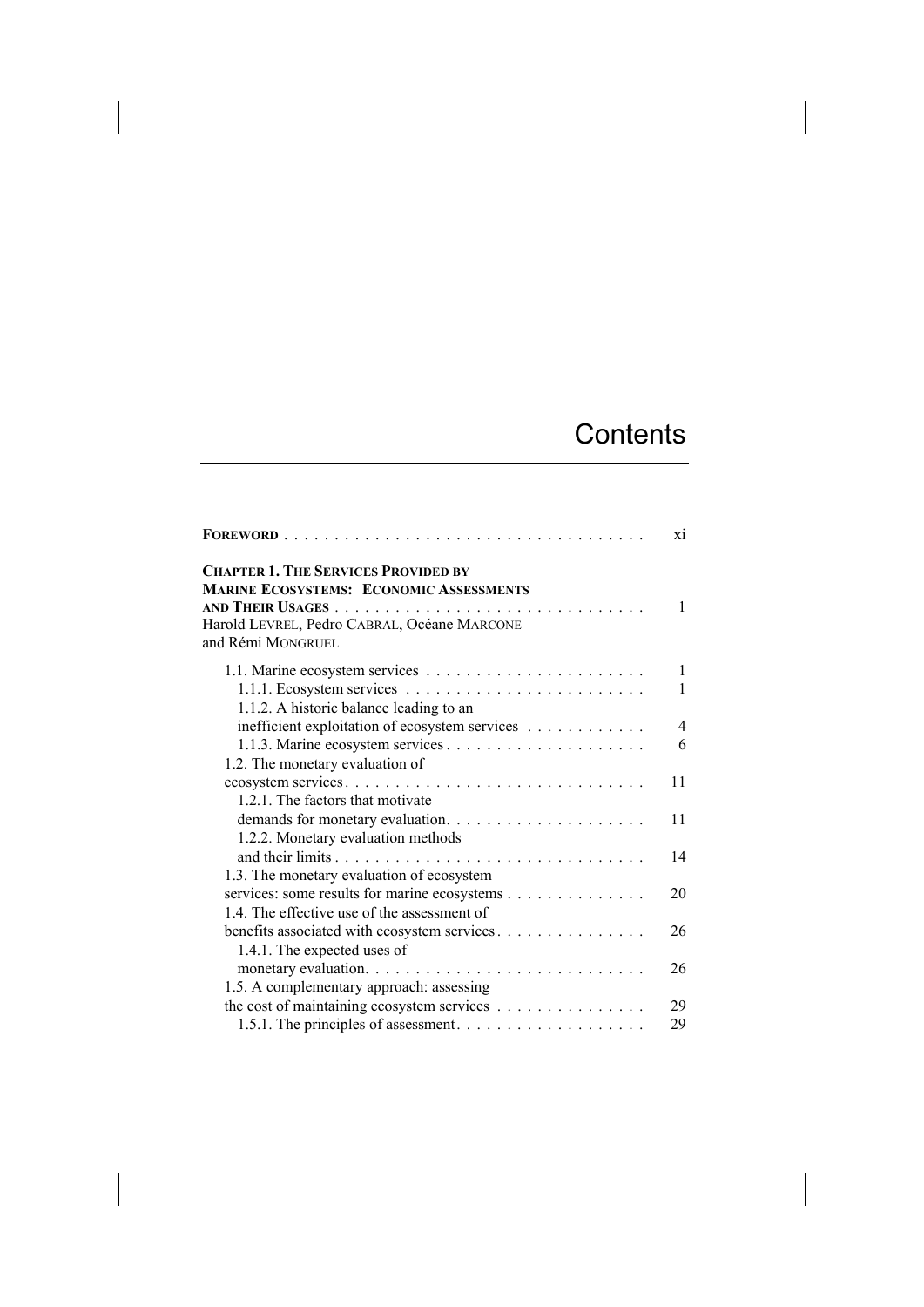# Contents

| | |
|---|---|
| **FOREWORD** | xi |
| **CHAPTER 1. THE SERVICES PROVIDED BY MARINE ECOSYSTEMS: ECONOMIC ASSESSMENTS AND THEIR USAGES** | 1 |
| Harold LEVREL, Pedro CABRAL, Océane MARCONE and Rémi MONGRUEL | |
| 1.1. Marine ecosystem services | 1 |
| 1.1.1. Ecosystem services | 1 |
| 1.1.2. A historic balance leading to an inefficient exploitation of ecosystem services | 4 |
| 1.1.3. Marine ecosystem services | 6 |
| 1.2. The monetary evaluation of ecosystem services | 11 |
| 1.2.1. The factors that motivate demands for monetary evaluation | 11 |
| 1.2.2. Monetary evaluation methods and their limits | 14 |
| 1.3. The monetary evaluation of ecosystem services: some results for marine ecosystems | 20 |
| 1.4. The effective use of the assessment of benefits associated with ecosystem services | 26 |
| 1.4.1. The expected uses of monetary evaluation | 26 |
| 1.5. A complementary approach: assessing the cost of maintaining ecosystem services | 29 |
| 1.5.1. The principles of assessment | 29 |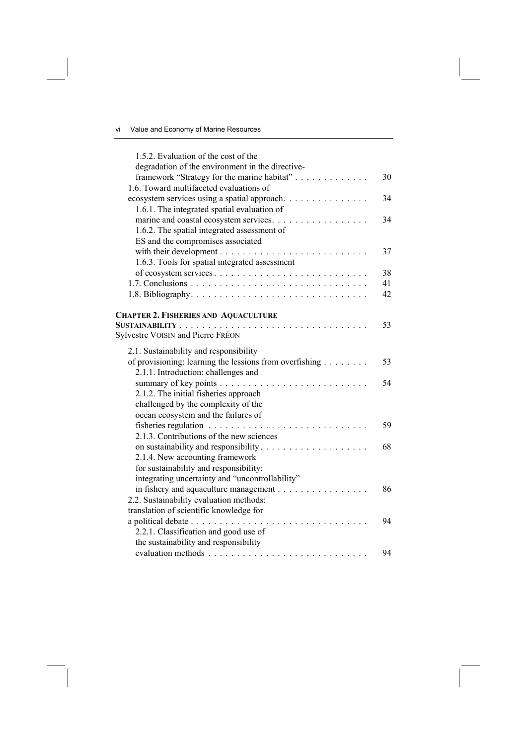1.5.2. Evaluation of the cost of the degradation of the environment in the directive-framework "Strategy for the marine habitat" . . . . . . . . . . . . . 30

1.6. Toward multifaceted evaluations of ecosystem services using a spatial approach. . . . . . . . . . . . . . . 34

1.6.1. The integrated spatial evaluation of marine and coastal ecosystem services. . . . . . . . . . . . . . . . . 34

1.6.2. The spatial integrated assessment of ES and the compromises associated with their development . . . . . . . . . . . . . . . . . . . . . . . . . . 37

1.6.3. Tools for spatial integrated assessment of ecosystem services . . . . . . . . . . . . . . . . . . . . . . . . . . 38

1.7. Conclusions . . . . . . . . . . . . . . . . . . . . . . . . . . . . . . . 41

1.8. Bibliography. . . . . . . . . . . . . . . . . . . . . . . . . . . . . . . 42

**CHAPTER 2. FISHERIES AND AQUACULTURE SUSTAINABILITY** . . . . . . . . . . . . . . . . . . . . . . . . . . . . . . . . . 53
Sylvestre VOISIN and Pierre FRÉON

2.1. Sustainability and responsibility of provisioning: learning the lessions from overfishing . . . . . . . . 53

2.1.1. Introduction: challenges and summary of key points . . . . . . . . . . . . . . . . . . . . . . . . . . 54

2.1.2. The initial fisheries approach challenged by the complexity of the ocean ecosystem and the failures of fisheries regulation . . . . . . . . . . . . . . . . . . . . . . . . . . . . 59

2.1.3. Contributions of the new sciences on sustainability and responsibility. . . . . . . . . . . . . . . . . . . . 68

2.1.4. New accounting framework for sustainability and responsibility: integrating uncertainty and "uncontrollability" in fishery and aquaculture management . . . . . . . . . . . . . . . . 86

2.2. Sustainability evaluation methods: translation of scientific knowledge for a political debate . . . . . . . . . . . . . . . . . . . . . . . . . . . . . . . 94

2.2.1. Classification and good use of the sustainability and responsibility evaluation methods . . . . . . . . . . . . . . . . . . . . . . . . . . . 94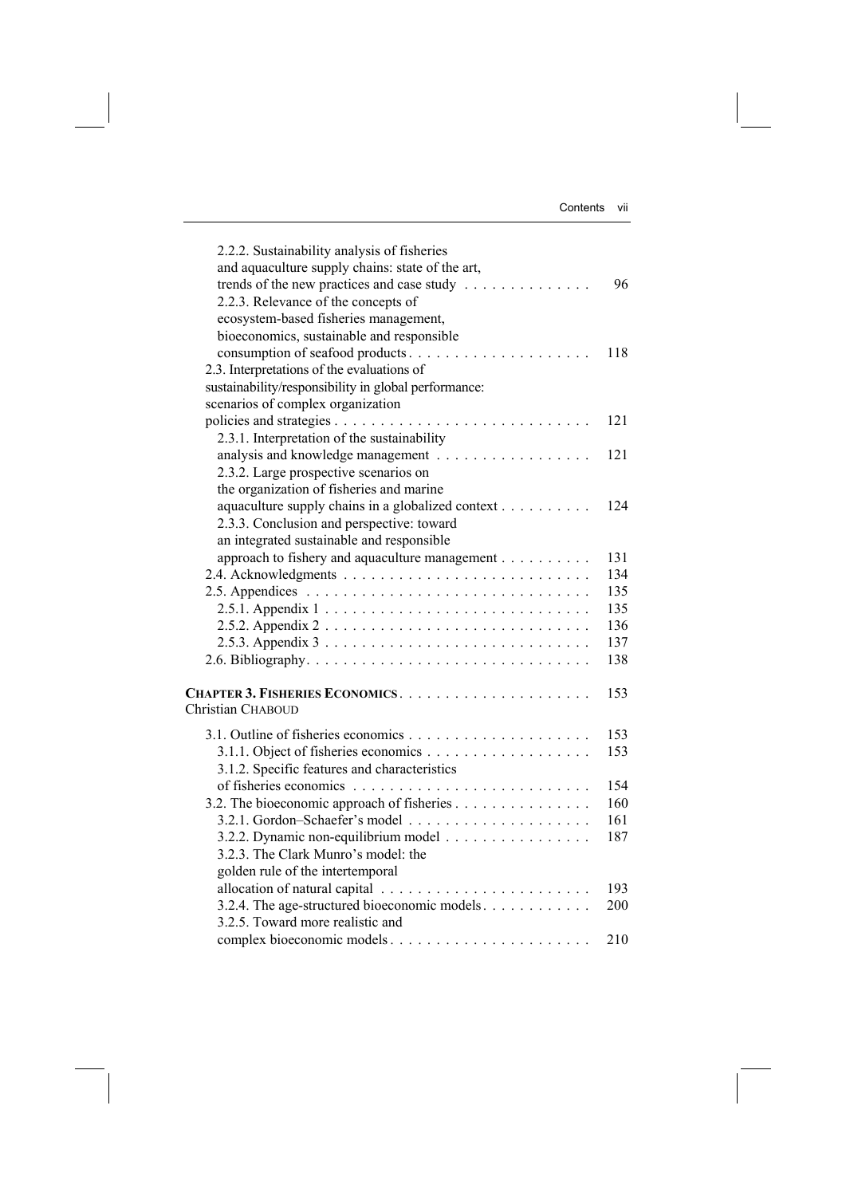2.2.2. Sustainability analysis of fisheries and aquaculture supply chains: state of the art, trends of the new practices and case study . . . . . . . . . . . . . . 96
2.2.3. Relevance of the concepts of ecosystem-based fisheries management, bioeconomics, sustainable and responsible consumption of seafood products . . . . . . . . . . . . . . . . . . . . 118
2.3. Interpretations of the evaluations of sustainability/responsibility in global performance: scenarios of complex organization policies and strategies . . . . . . . . . . . . . . . . . . . . . . . . . . . . 121
2.3.1. Interpretation of the sustainability analysis and knowledge management . . . . . . . . . . . . . . . . . 121
2.3.2. Large prospective scenarios on the organization of fisheries and marine aquaculture supply chains in a globalized context . . . . . . . . . . 124
2.3.3. Conclusion and perspective: toward an integrated sustainable and responsible approach to fishery and aquaculture management . . . . . . . . . . 131
2.4. Acknowledgments . . . . . . . . . . . . . . . . . . . . . . . . . . . 134
2.5. Appendices . . . . . . . . . . . . . . . . . . . . . . . . . . . . . . 135
2.5.1. Appendix 1 . . . . . . . . . . . . . . . . . . . . . . . . . . . . . 135
2.5.2. Appendix 2 . . . . . . . . . . . . . . . . . . . . . . . . . . . . . 136
2.5.3. Appendix 3 . . . . . . . . . . . . . . . . . . . . . . . . . . . . . 137
2.6. Bibliography . . . . . . . . . . . . . . . . . . . . . . . . . . . . . . 138

**CHAPTER 3. FISHERIES ECONOMICS** . . . . . . . . . . . . . . . . . . . . . 153
Christian CHABOUD

3.1. Outline of fisheries economics . . . . . . . . . . . . . . . . . . . . 153
3.1.1. Object of fisheries economics . . . . . . . . . . . . . . . . . . . 153
3.1.2. Specific features and characteristics of fisheries economics . . . . . . . . . . . . . . . . . . . . . . . . . . 154
3.2. The bioeconomic approach of fisheries . . . . . . . . . . . . . . . 160
3.2.1. Gordon–Schaefer's model . . . . . . . . . . . . . . . . . . . . . 161
3.2.2. Dynamic non-equilibrium model . . . . . . . . . . . . . . . . . 187
3.2.3. The Clark Munro's model: the golden rule of the intertemporal allocation of natural capital . . . . . . . . . . . . . . . . . . . . . . . 193
3.2.4. The age-structured bioeconomic models . . . . . . . . . . . . 200
3.2.5. Toward more realistic and complex bioeconomic models . . . . . . . . . . . . . . . . . . . . . . 210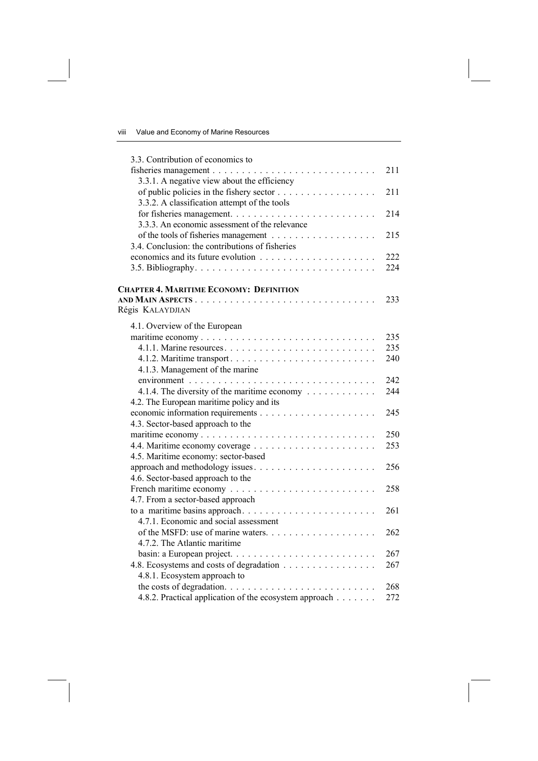3.3. Contribution of economics to fisheries management . . . . . . . . . . . . . . . . . . . . . . . . . . . . 211

3.3.1. A negative view about the efficiency of public policies in the fishery sector . . . . . . . . . . . . . . . . . 211

3.3.2. A classification attempt of the tools for fisheries management. . . . . . . . . . . . . . . . . . . . . . . . . 214

3.3.3. An economic assessment of the relevance of the tools of fisheries management . . . . . . . . . . . . . . . . . . 215

3.4. Conclusion: the contributions of fisheries economics and its future evolution . . . . . . . . . . . . . . . . . . . . 222

3.5. Bibliography. . . . . . . . . . . . . . . . . . . . . . . . . . . . . . . . 224

**CHAPTER 4. MARITIME ECONOMY: DEFINITION AND MAIN ASPECTS** . . . . . . . . . . . . . . . . . . . . . . . . . . . . . . . 233
Régis KALAYDJIAN

4.1. Overview of the European maritime economy . . . . . . . . . . . . . . . . . . . . . . . . . . . . . . 235

4.1.1. Marine resources. . . . . . . . . . . . . . . . . . . . . . . . . . 235

4.1.2. Maritime transport . . . . . . . . . . . . . . . . . . . . . . . . . 240

4.1.3. Management of the marine environment . . . . . . . . . . . . . . . . . . . . . . . . . . . . . . . . 242

4.1.4. The diversity of the maritime economy . . . . . . . . . . . 244

4.2. The European maritime policy and its economic information requirements . . . . . . . . . . . . . . . . . . . . 245

4.3. Sector-based approach to the maritime economy . . . . . . . . . . . . . . . . . . . . . . . . . . . . . . 250

4.4. Maritime economy coverage . . . . . . . . . . . . . . . . . . . . . 253

4.5. Maritime economy: sector-based approach and methodology issues. . . . . . . . . . . . . . . . . . . . . 256

4.6. Sector-based approach to the French maritime economy . . . . . . . . . . . . . . . . . . . . . . . . 258

4.7. From a sector-based approach to a maritime basins approach. . . . . . . . . . . . . . . . . . . . . . . 261

4.7.1. Economic and social assessment of the MSFD: use of marine waters. . . . . . . . . . . . . . . . . . . 262

4.7.2. The Atlantic maritime basin: a European project. . . . . . . . . . . . . . . . . . . . . . . . . 267

4.8. Ecosystems and costs of degradation . . . . . . . . . . . . . . . . 267

4.8.1. Ecosystem approach to the costs of degradation. . . . . . . . . . . . . . . . . . . . . . . . . . 268

4.8.2. Practical application of the ecosystem approach . . . . . . . 272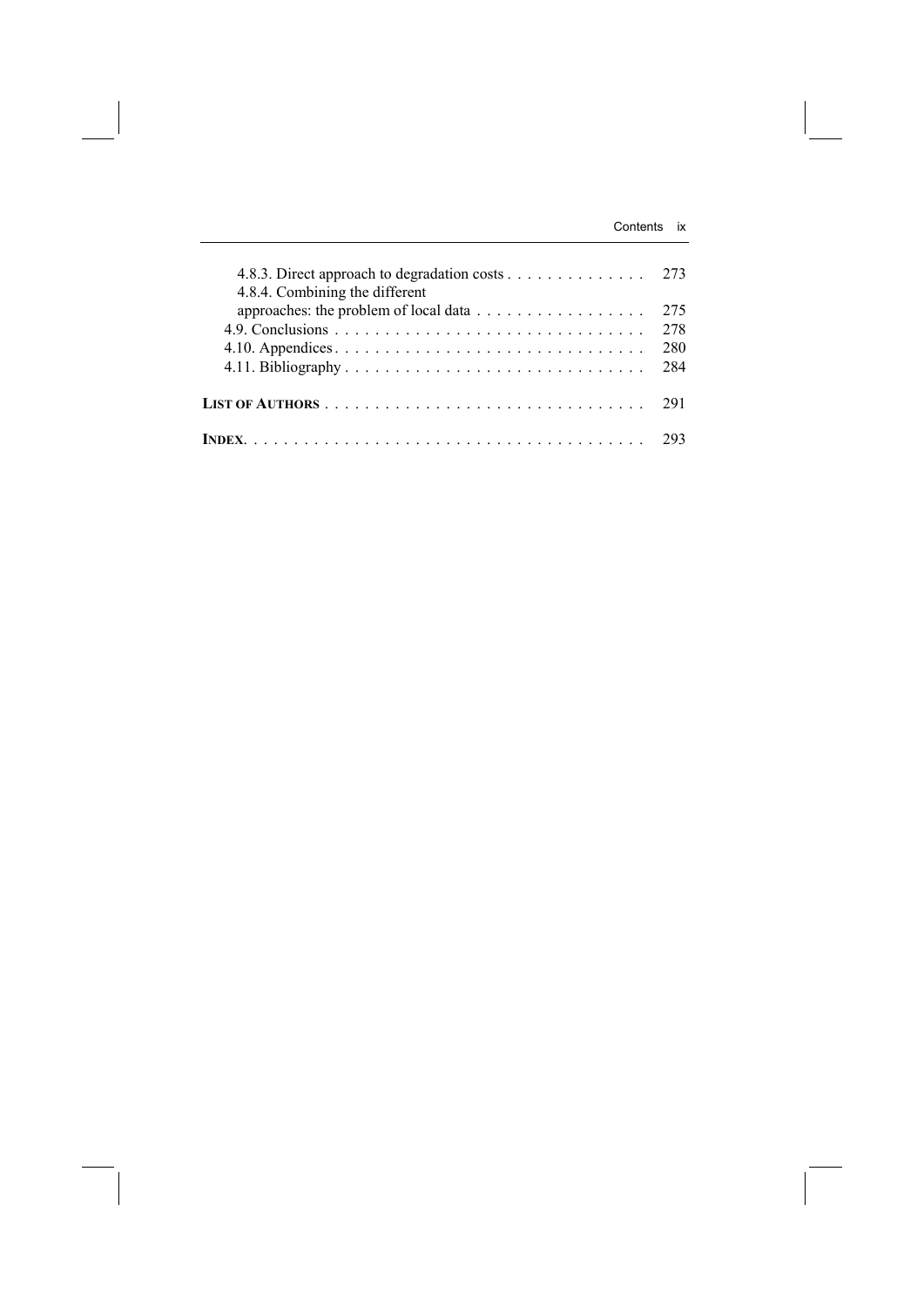4.8.3. Direct approach to degradation costs . . . . . . . . . . . . . . 273

4.8.4. Combining the different approaches: the problem of local data . . . . . . . . . . . . . . . . . 275

4.9. Conclusions . . . . . . . . . . . . . . . . . . . . . . . . . . . . . . . 278

4.10. Appendices . . . . . . . . . . . . . . . . . . . . . . . . . . . . . . . 280

4.11. Bibliography . . . . . . . . . . . . . . . . . . . . . . . . . . . . . . 284

**LIST OF AUTHORS** . . . . . . . . . . . . . . . . . . . . . . . . . . . . . . . 291

**INDEX** . . . . . . . . . . . . . . . . . . . . . . . . . . . . . . . . . . . . . . 293